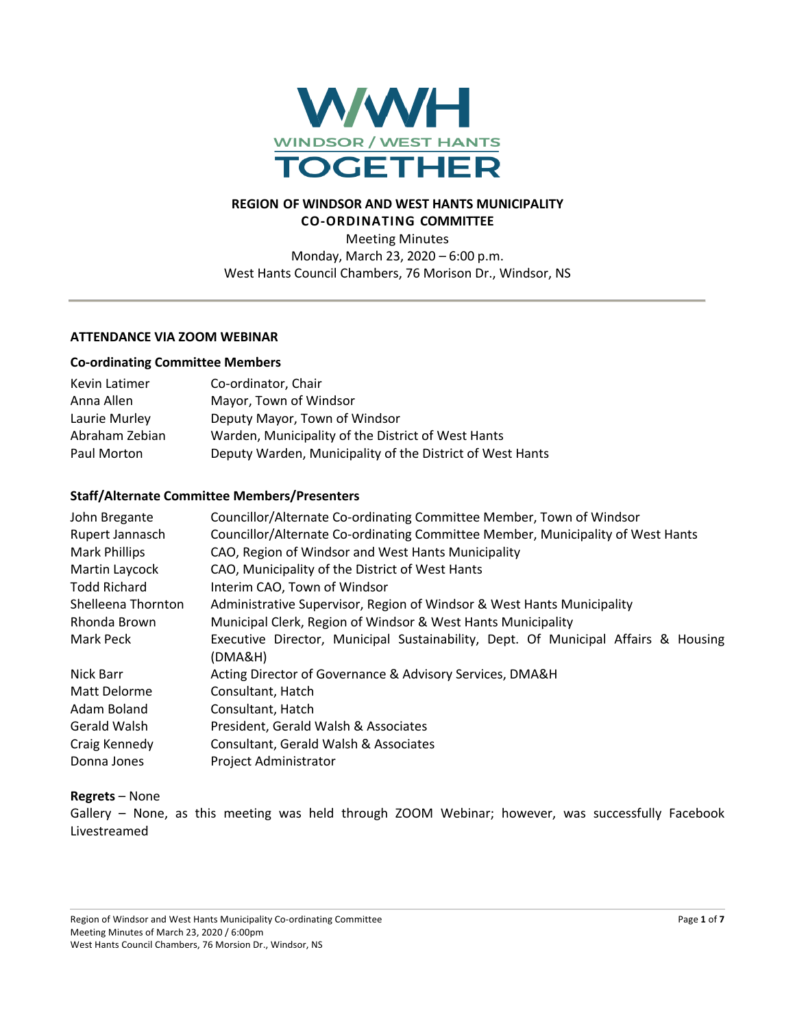WWH
WINDSOR / WEST HANTS
TOGETHER

**REGION OF WINDSOR AND WEST HANTS MUNICIPALITY**
**CO-ORDINATING COMMITTEE**
Meeting Minutes
Monday, March 23, 2020 – 6:00 p.m.
West Hants Council Chambers, 76 Morison Dr., Windsor, NS

---

### ATTENDANCE VIA ZOOM WEBINAR

**Co-ordinating Committee Members**

| | |
|---|---|
| Kevin Latimer | Co-ordinator, Chair |
| Anna Allen | Mayor, Town of Windsor |
| Laurie Murley | Deputy Mayor, Town of Windsor |
| Abraham Zebian | Warden, Municipality of the District of West Hants |
| Paul Morton | Deputy Warden, Municipality of the District of West Hants |

**Staff/Alternate Committee Members/Presenters**

| | |
|---|---|
| John Bregante | Councillor/Alternate Co-ordinating Committee Member, Town of Windsor |
| Rupert Jannasch | Councillor/Alternate Co-ordinating Committee Member, Municipality of West Hants |
| Mark Phillips | CAO, Region of Windsor and West Hants Municipality |
| Martin Laycock | CAO, Municipality of the District of West Hants |
| Todd Richard | Interim CAO, Town of Windsor |
| Shelleena Thornton | Administrative Supervisor, Region of Windsor & West Hants Municipality |
| Rhonda Brown | Municipal Clerk, Region of Windsor & West Hants Municipality |
| Mark Peck | Executive Director, Municipal Sustainability, Dept. Of Municipal Affairs & Housing (DMA&H) |
| Nick Barr | Acting Director of Governance & Advisory Services, DMA&H |
| Matt Delorme | Consultant, Hatch |
| Adam Boland | Consultant, Hatch |
| Gerald Walsh | President, Gerald Walsh & Associates |
| Craig Kennedy | Consultant, Gerald Walsh & Associates |
| Donna Jones | Project Administrator |

**Regrets** – None
Gallery – None, as this meeting was held through ZOOM Webinar; however, was successfully Facebook Livestreamed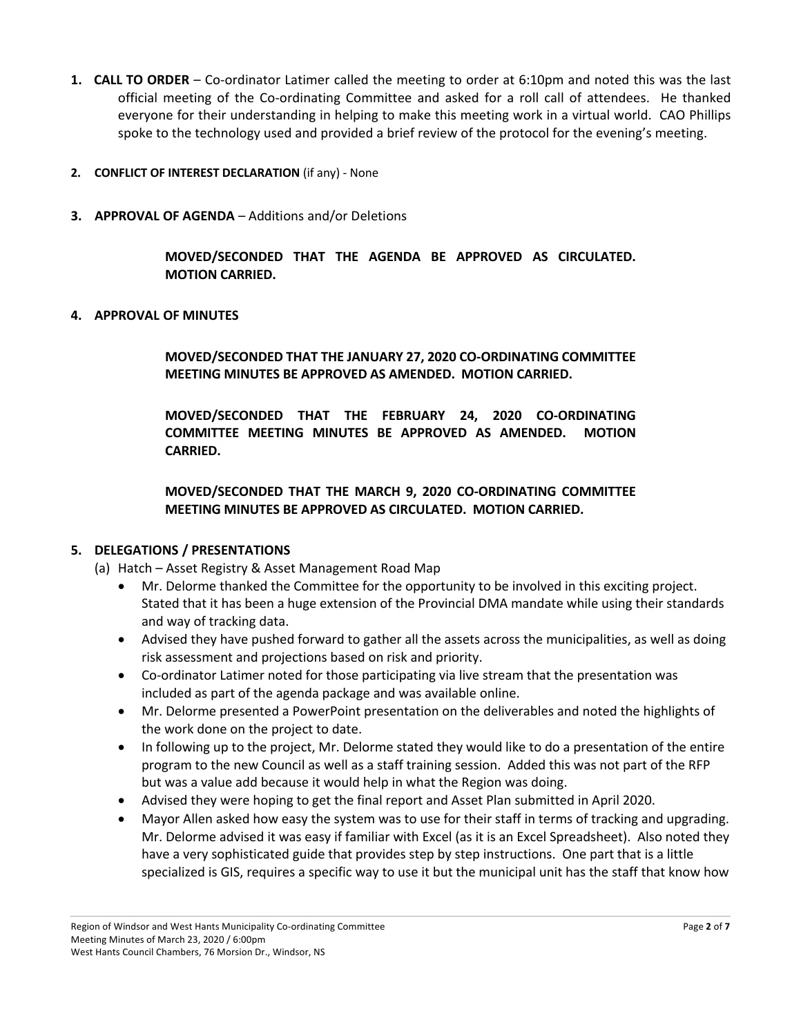1. **CALL TO ORDER** – Co-ordinator Latimer called the meeting to order at 6:10pm and noted this was the last official meeting of the Co-ordinating Committee and asked for a roll call of attendees. He thanked everyone for their understanding in helping to make this meeting work in a virtual world. CAO Phillips spoke to the technology used and provided a brief review of the protocol for the evening's meeting.

2. **CONFLICT OF INTEREST DECLARATION** (if any) - None

3. **APPROVAL OF AGENDA** – Additions and/or Deletions

   **MOVED/SECONDED THAT THE AGENDA BE APPROVED AS CIRCULATED. MOTION CARRIED.**

4. **APPROVAL OF MINUTES**

   **MOVED/SECONDED THAT THE JANUARY 27, 2020 CO-ORDINATING COMMITTEE MEETING MINUTES BE APPROVED AS AMENDED. MOTION CARRIED.**

   **MOVED/SECONDED THAT THE FEBRUARY 24, 2020 CO-ORDINATING COMMITTEE MEETING MINUTES BE APPROVED AS AMENDED. MOTION CARRIED.**

   **MOVED/SECONDED THAT THE MARCH 9, 2020 CO-ORDINATING COMMITTEE MEETING MINUTES BE APPROVED AS CIRCULATED. MOTION CARRIED.**

5. **DELEGATIONS / PRESENTATIONS**

   (a) Hatch – Asset Registry & Asset Management Road Map

   - Mr. Delorme thanked the Committee for the opportunity to be involved in this exciting project. Stated that it has been a huge extension of the Provincial DMA mandate while using their standards and way of tracking data.
   - Advised they have pushed forward to gather all the assets across the municipalities, as well as doing risk assessment and projections based on risk and priority.
   - Co-ordinator Latimer noted for those participating via live stream that the presentation was included as part of the agenda package and was available online.
   - Mr. Delorme presented a PowerPoint presentation on the deliverables and noted the highlights of the work done on the project to date.
   - In following up to the project, Mr. Delorme stated they would like to do a presentation of the entire program to the new Council as well as a staff training session. Added this was not part of the RFP but was a value add because it would help in what the Region was doing.
   - Advised they were hoping to get the final report and Asset Plan submitted in April 2020.
   - Mayor Allen asked how easy the system was to use for their staff in terms of tracking and upgrading. Mr. Delorme advised it was easy if familiar with Excel (as it is an Excel Spreadsheet). Also noted they have a very sophisticated guide that provides step by step instructions. One part that is a little specialized is GIS, requires a specific way to use it but the municipal unit has the staff that know how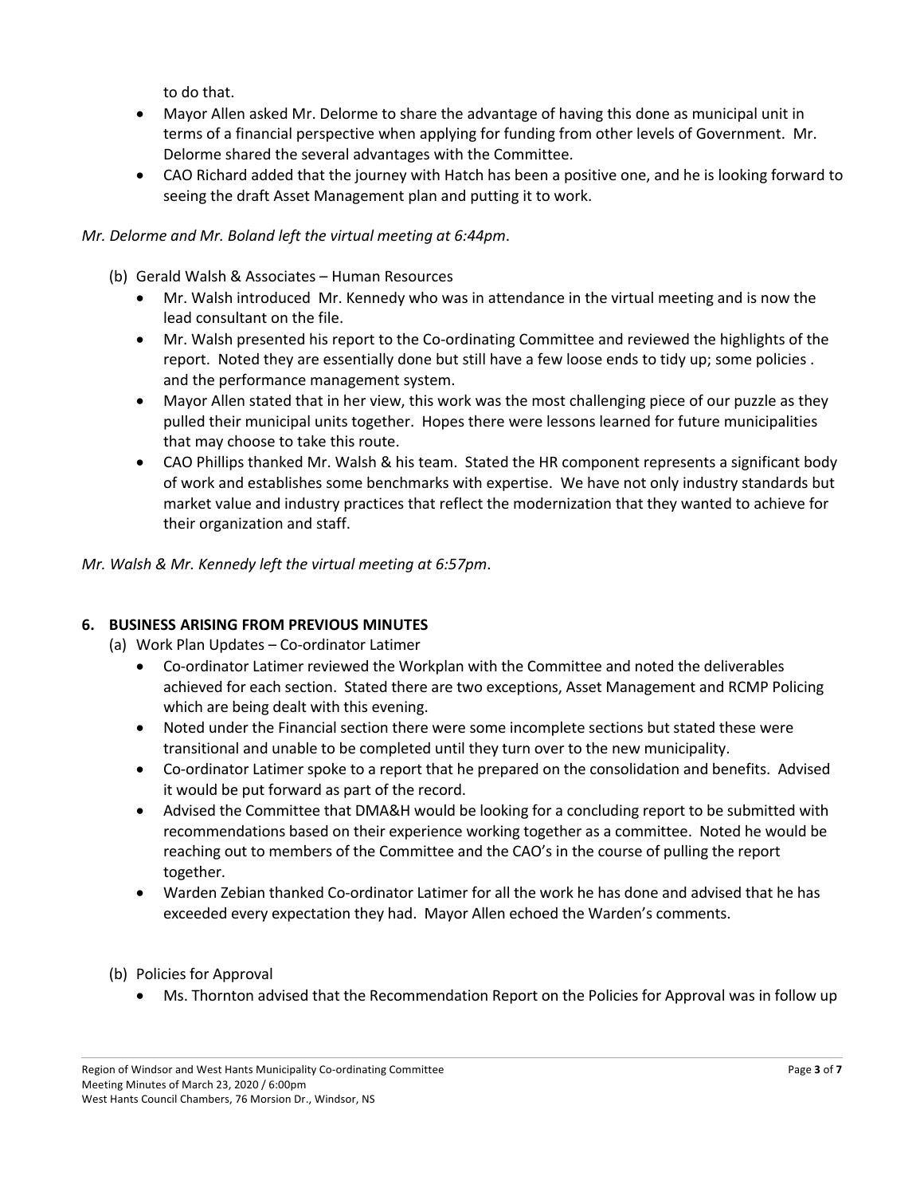to do that.

- Mayor Allen asked Mr. Delorme to share the advantage of having this done as municipal unit in terms of a financial perspective when applying for funding from other levels of Government. Mr. Delorme shared the several advantages with the Committee.
- CAO Richard added that the journey with Hatch has been a positive one, and he is looking forward to seeing the draft Asset Management plan and putting it to work.

*Mr. Delorme and Mr. Boland left the virtual meeting at 6:44pm*.

(b) Gerald Walsh & Associates – Human Resources

- Mr. Walsh introduced Mr. Kennedy who was in attendance in the virtual meeting and is now the lead consultant on the file.
- Mr. Walsh presented his report to the Co-ordinating Committee and reviewed the highlights of the report. Noted they are essentially done but still have a few loose ends to tidy up; some policies . and the performance management system.
- Mayor Allen stated that in her view, this work was the most challenging piece of our puzzle as they pulled their municipal units together. Hopes there were lessons learned for future municipalities that may choose to take this route.
- CAO Phillips thanked Mr. Walsh & his team. Stated the HR component represents a significant body of work and establishes some benchmarks with expertise. We have not only industry standards but market value and industry practices that reflect the modernization that they wanted to achieve for their organization and staff.

*Mr. Walsh & Mr. Kennedy left the virtual meeting at 6:57pm*.

## 6. BUSINESS ARISING FROM PREVIOUS MINUTES

(a) Work Plan Updates – Co-ordinator Latimer

- Co-ordinator Latimer reviewed the Workplan with the Committee and noted the deliverables achieved for each section. Stated there are two exceptions, Asset Management and RCMP Policing which are being dealt with this evening.
- Noted under the Financial section there were some incomplete sections but stated these were transitional and unable to be completed until they turn over to the new municipality.
- Co-ordinator Latimer spoke to a report that he prepared on the consolidation and benefits. Advised it would be put forward as part of the record.
- Advised the Committee that DMA&H would be looking for a concluding report to be submitted with recommendations based on their experience working together as a committee. Noted he would be reaching out to members of the Committee and the CAO's in the course of pulling the report together.
- Warden Zebian thanked Co-ordinator Latimer for all the work he has done and advised that he has exceeded every expectation they had. Mayor Allen echoed the Warden's comments.

(b) Policies for Approval

- Ms. Thornton advised that the Recommendation Report on the Policies for Approval was in follow up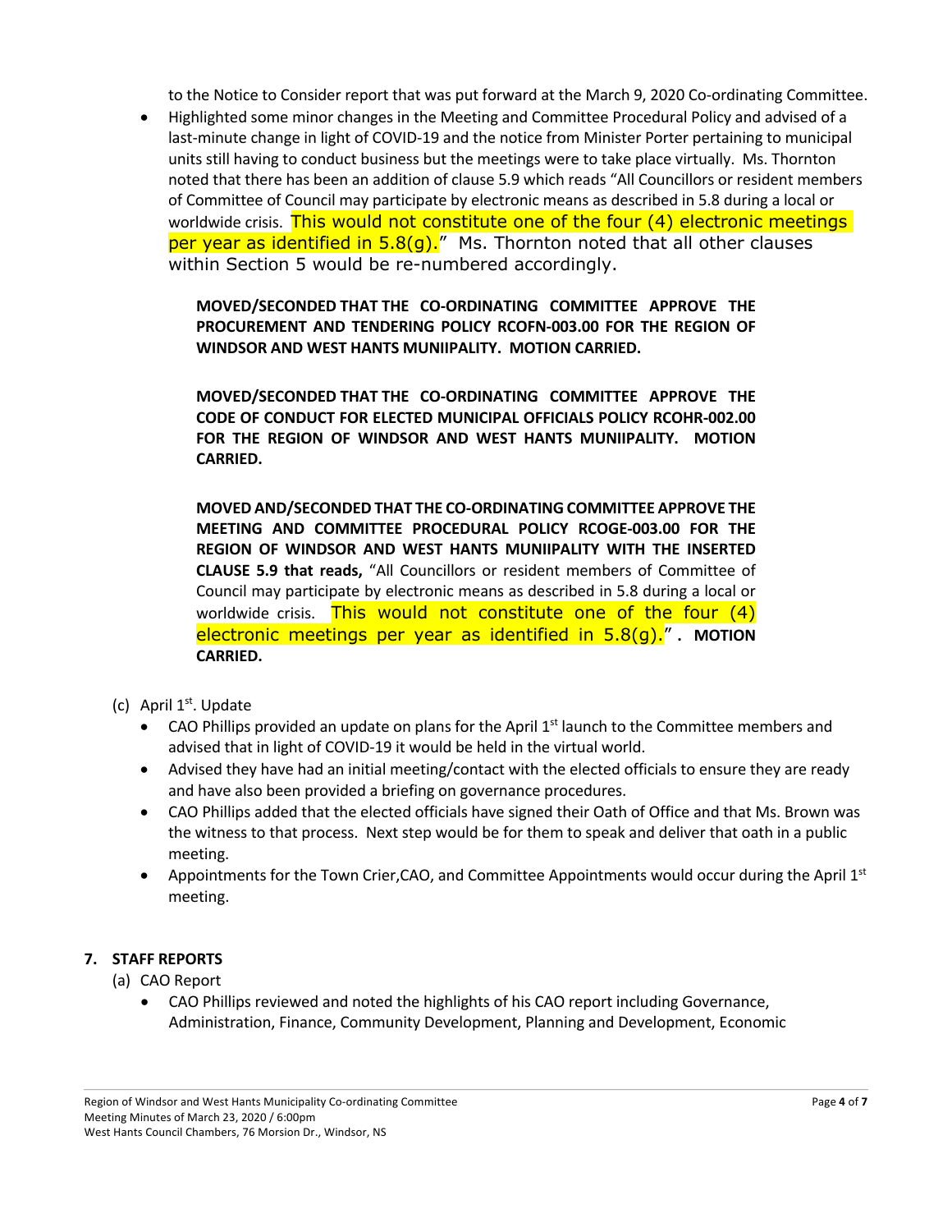to the Notice to Consider report that was put forward at the March 9, 2020 Co-ordinating Committee.

- Highlighted some minor changes in the Meeting and Committee Procedural Policy and advised of a last-minute change in light of COVID-19 and the notice from Minister Porter pertaining to municipal units still having to conduct business but the meetings were to take place virtually. Ms. Thornton noted that there has been an addition of clause 5.9 which reads "All Councillors or resident members of Committee of Council may participate by electronic means as described in 5.8 during a local or worldwide crisis. This would not constitute one of the four (4) electronic meetings per year as identified in 5.8(g)." Ms. Thornton noted that all other clauses within Section 5 would be re-numbered accordingly.

  **MOVED/SECONDED THAT THE CO-ORDINATING COMMITTEE APPROVE THE PROCUREMENT AND TENDERING POLICY RCOFN-003.00 FOR THE REGION OF WINDSOR AND WEST HANTS MUNIIPALITY. MOTION CARRIED.**

  **MOVED/SECONDED THAT THE CO-ORDINATING COMMITTEE APPROVE THE CODE OF CONDUCT FOR ELECTED MUNICIPAL OFFICIALS POLICY RCOHR-002.00 FOR THE REGION OF WINDSOR AND WEST HANTS MUNIIPALITY. MOTION CARRIED.**

  **MOVED AND/SECONDED THAT THE CO-ORDINATING COMMITTEE APPROVE THE MEETING AND COMMITTEE PROCEDURAL POLICY RCOGE-003.00 FOR THE REGION OF WINDSOR AND WEST HANTS MUNIIPALITY WITH THE INSERTED CLAUSE 5.9 that reads,** "All Councillors or resident members of Committee of Council may participate by electronic means as described in 5.8 during a local or worldwide crisis. This would not constitute one of the four (4) electronic meetings per year as identified in 5.8(g)." **MOTION CARRIED.**

(c) April 1st. Update

- CAO Phillips provided an update on plans for the April 1st launch to the Committee members and advised that in light of COVID-19 it would be held in the virtual world.
- Advised they have had an initial meeting/contact with the elected officials to ensure they are ready and have also been provided a briefing on governance procedures.
- CAO Phillips added that the elected officials have signed their Oath of Office and that Ms. Brown was the witness to that process. Next step would be for them to speak and deliver that oath in a public meeting.
- Appointments for the Town Crier,CAO, and Committee Appointments would occur during the April 1st meeting.

## 7. STAFF REPORTS

(a) CAO Report

- CAO Phillips reviewed and noted the highlights of his CAO report including Governance, Administration, Finance, Community Development, Planning and Development, Economic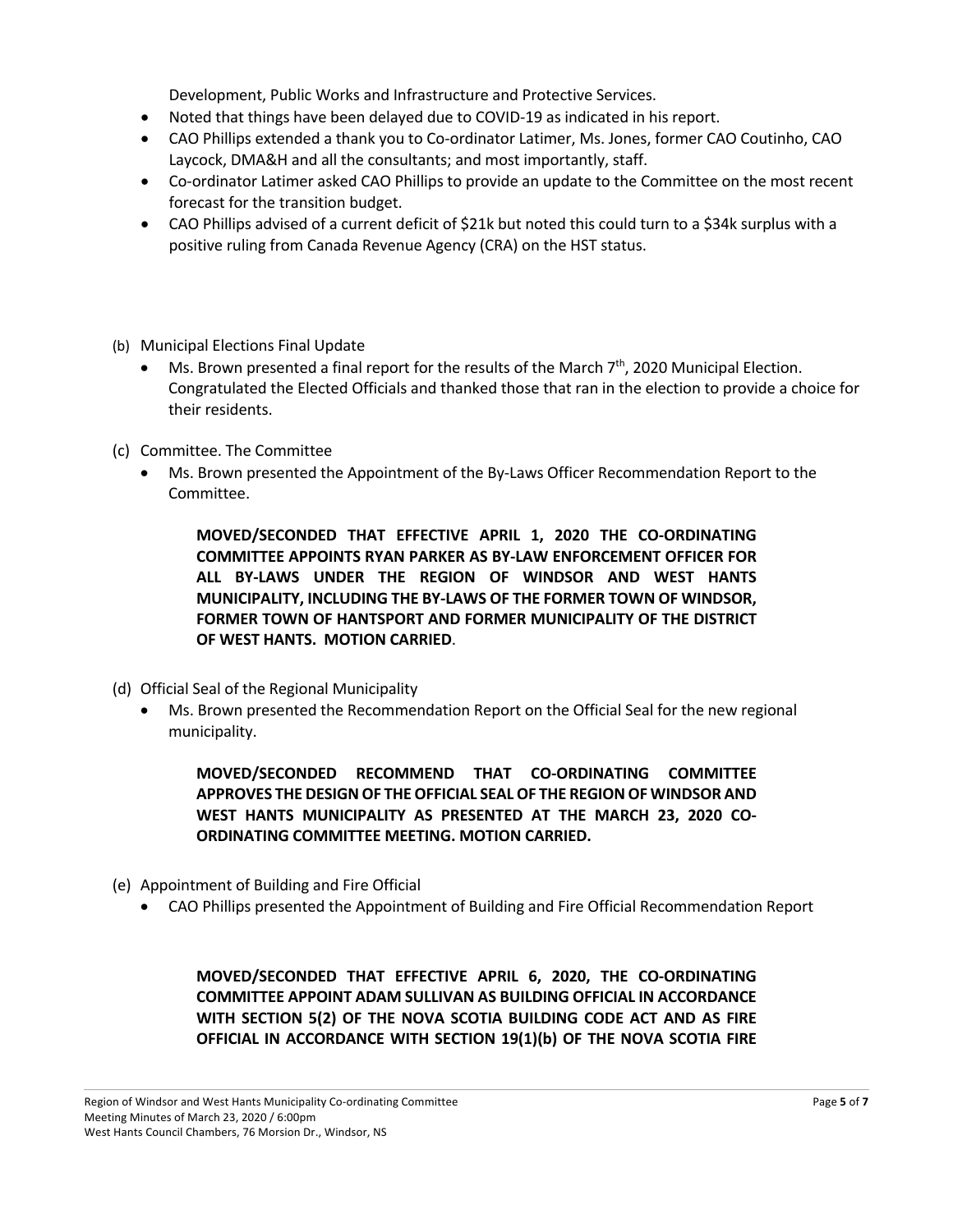Development, Public Works and Infrastructure and Protective Services.

- Noted that things have been delayed due to COVID-19 as indicated in his report.
- CAO Phillips extended a thank you to Co-ordinator Latimer, Ms. Jones, former CAO Coutinho, CAO Laycock, DMA&H and all the consultants; and most importantly, staff.
- Co-ordinator Latimer asked CAO Phillips to provide an update to the Committee on the most recent forecast for the transition budget.
- CAO Phillips advised of a current deficit of $21k but noted this could turn to a $34k surplus with a positive ruling from Canada Revenue Agency (CRA) on the HST status.

(b) Municipal Elections Final Update

- Ms. Brown presented a final report for the results of the March 7th, 2020 Municipal Election. Congratulated the Elected Officials and thanked those that ran in the election to provide a choice for their residents.

(c) Committee. The Committee

- Ms. Brown presented the Appointment of the By-Laws Officer Recommendation Report to the Committee.

> **MOVED/SECONDED THAT EFFECTIVE APRIL 1, 2020 THE CO-ORDINATING COMMITTEE APPOINTS RYAN PARKER AS BY-LAW ENFORCEMENT OFFICER FOR ALL BY-LAWS UNDER THE REGION OF WINDSOR AND WEST HANTS MUNICIPALITY, INCLUDING THE BY-LAWS OF THE FORMER TOWN OF WINDSOR, FORMER TOWN OF HANTSPORT AND FORMER MUNICIPALITY OF THE DISTRICT OF WEST HANTS. MOTION CARRIED**.

(d) Official Seal of the Regional Municipality

- Ms. Brown presented the Recommendation Report on the Official Seal for the new regional municipality.

> **MOVED/SECONDED RECOMMEND THAT CO-ORDINATING COMMITTEE APPROVES THE DESIGN OF THE OFFICIAL SEAL OF THE REGION OF WINDSOR AND WEST HANTS MUNICIPALITY AS PRESENTED AT THE MARCH 23, 2020 CO-ORDINATING COMMITTEE MEETING. MOTION CARRIED.**

(e) Appointment of Building and Fire Official

- CAO Phillips presented the Appointment of Building and Fire Official Recommendation Report

> **MOVED/SECONDED THAT EFFECTIVE APRIL 6, 2020, THE CO-ORDINATING COMMITTEE APPOINT ADAM SULLIVAN AS BUILDING OFFICIAL IN ACCORDANCE WITH SECTION 5(2) OF THE NOVA SCOTIA BUILDING CODE ACT AND AS FIRE OFFICIAL IN ACCORDANCE WITH SECTION 19(1)(b) OF THE NOVA SCOTIA FIRE**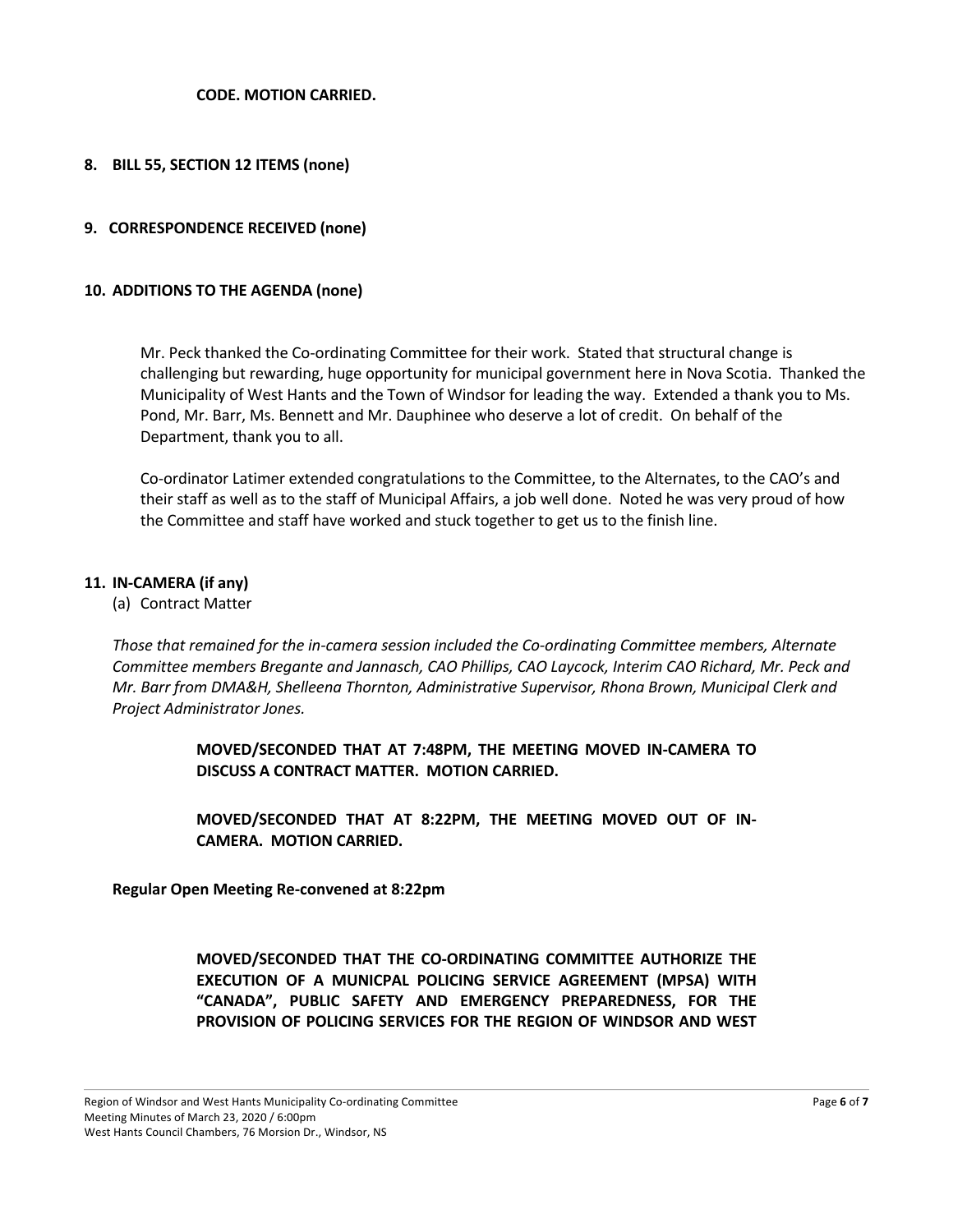**CODE. MOTION CARRIED.**

## 8. BILL 55, SECTION 12 ITEMS (none)

## 9. CORRESPONDENCE RECEIVED (none)

## 10. ADDITIONS TO THE AGENDA (none)

Mr. Peck thanked the Co-ordinating Committee for their work. Stated that structural change is challenging but rewarding, huge opportunity for municipal government here in Nova Scotia. Thanked the Municipality of West Hants and the Town of Windsor for leading the way. Extended a thank you to Ms. Pond, Mr. Barr, Ms. Bennett and Mr. Dauphinee who deserve a lot of credit. On behalf of the Department, thank you to all.

Co-ordinator Latimer extended congratulations to the Committee, to the Alternates, to the CAO's and their staff as well as to the staff of Municipal Affairs, a job well done. Noted he was very proud of how the Committee and staff have worked and stuck together to get us to the finish line.

## 11. IN-CAMERA (if any)

(a) Contract Matter

*Those that remained for the in-camera session included the Co-ordinating Committee members, Alternate Committee members Bregante and Jannasch, CAO Phillips, CAO Laycock, Interim CAO Richard, Mr. Peck and Mr. Barr from DMA&H, Shelleena Thornton, Administrative Supervisor, Rhona Brown, Municipal Clerk and Project Administrator Jones.*

**MOVED/SECONDED THAT AT 7:48PM, THE MEETING MOVED IN-CAMERA TO DISCUSS A CONTRACT MATTER. MOTION CARRIED.**

**MOVED/SECONDED THAT AT 8:22PM, THE MEETING MOVED OUT OF IN-CAMERA. MOTION CARRIED.**

**Regular Open Meeting Re-convened at 8:22pm**

**MOVED/SECONDED THAT THE CO-ORDINATING COMMITTEE AUTHORIZE THE EXECUTION OF A MUNICPAL POLICING SERVICE AGREEMENT (MPSA) WITH "CANADA", PUBLIC SAFETY AND EMERGENCY PREPAREDNESS, FOR THE PROVISION OF POLICING SERVICES FOR THE REGION OF WINDSOR AND WEST**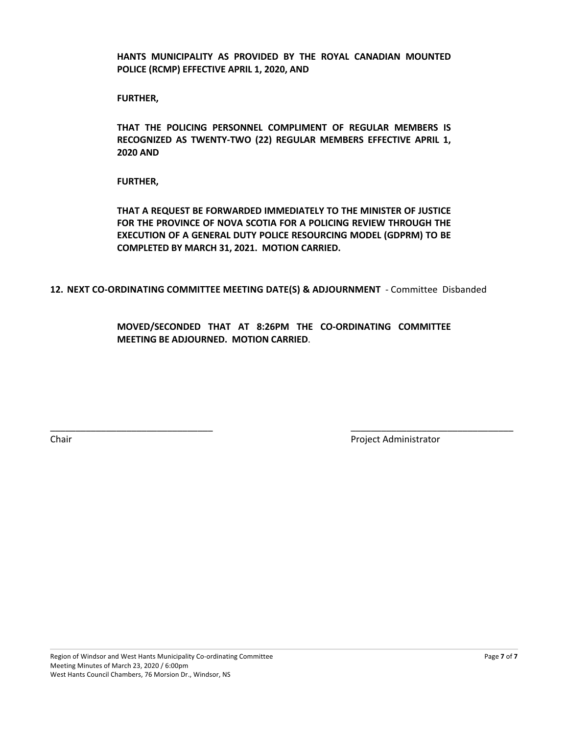**HANTS MUNICIPALITY AS PROVIDED BY THE ROYAL CANADIAN MOUNTED POLICE (RCMP) EFFECTIVE APRIL 1, 2020, AND**

**FURTHER,**

**THAT THE POLICING PERSONNEL COMPLIMENT OF REGULAR MEMBERS IS RECOGNIZED AS TWENTY-TWO (22) REGULAR MEMBERS EFFECTIVE APRIL 1, 2020 AND**

**FURTHER,**

**THAT A REQUEST BE FORWARDED IMMEDIATELY TO THE MINISTER OF JUSTICE FOR THE PROVINCE OF NOVA SCOTIA FOR A POLICING REVIEW THROUGH THE EXECUTION OF A GENERAL DUTY POLICE RESOURCING MODEL (GDPRM) TO BE COMPLETED BY MARCH 31, 2021. MOTION CARRIED.**

**12. NEXT CO-ORDINATING COMMITTEE MEETING DATE(S) & ADJOURNMENT** - Committee Disbanded

**MOVED/SECONDED THAT AT 8:26PM THE CO-ORDINATING COMMITTEE MEETING BE ADJOURNED. MOTION CARRIED.**

_______________________________
Chair

_______________________________
Project Administrator